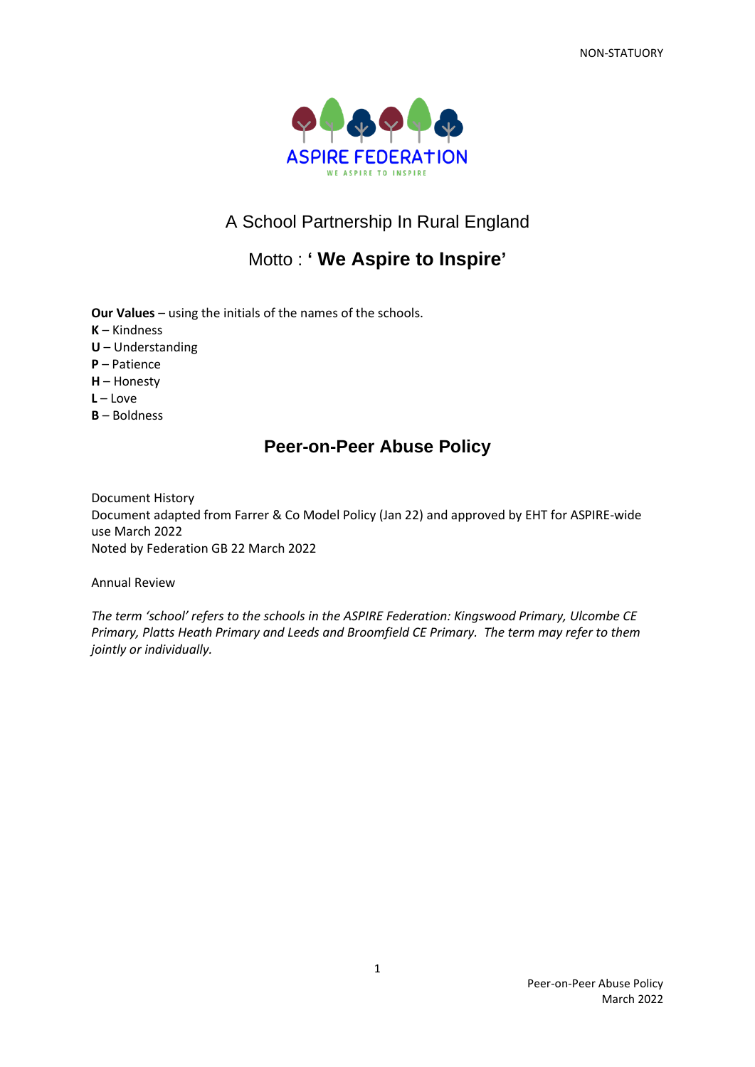NON-STATUORY

ASPIRE FEDERATION

WE ASPIRE TO INSPIRE

A School Partnership In Rural England

Motto : **' We Aspire to Inspire'**

**Our Values** – using the initials of the names of the schools.

**K** – Kindness
**U** – Understanding
**P** – Patience
**H** – Honesty
**L** – Love
**B** – Boldness

# Peer-on-Peer Abuse Policy

Document History
Document adapted from Farrer & Co Model Policy (Jan 22) and approved by EHT for ASPIRE-wide use March 2022
Noted by Federation GB 22 March 2022

Annual Review

*The term 'school' refers to the schools in the ASPIRE Federation: Kingswood Primary, Ulcombe CE Primary, Platts Heath Primary and Leeds and Broomfield CE Primary. The term may refer to them jointly or individually.*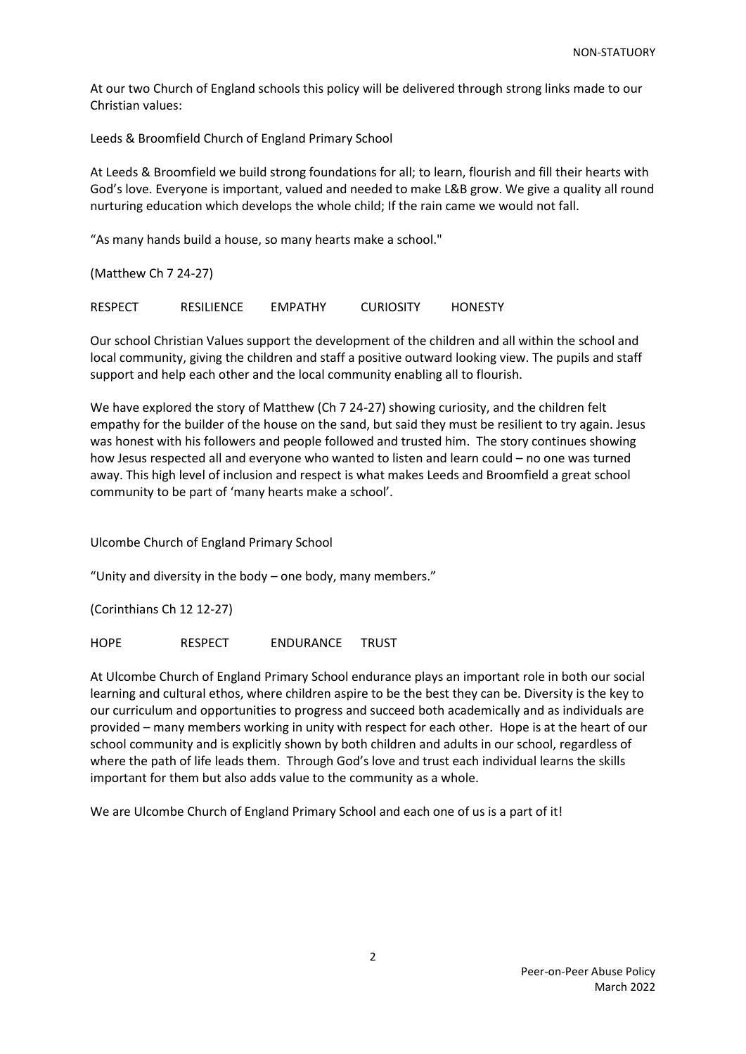At our two Church of England schools this policy will be delivered through strong links made to our Christian values:

Leeds & Broomfield Church of England Primary School

At Leeds & Broomfield we build strong foundations for all; to learn, flourish and fill their hearts with God's love. Everyone is important, valued and needed to make L&B grow. We give a quality all round nurturing education which develops the whole child; If the rain came we would not fall.

"As many hands build a house, so many hearts make a school."

(Matthew Ch 7 24-27)

RESPECT RESILIENCE EMPATHY CURIOSITY HONESTY

Our school Christian Values support the development of the children and all within the school and local community, giving the children and staff a positive outward looking view. The pupils and staff support and help each other and the local community enabling all to flourish.

We have explored the story of Matthew (Ch 7 24-27) showing curiosity, and the children felt empathy for the builder of the house on the sand, but said they must be resilient to try again. Jesus was honest with his followers and people followed and trusted him. The story continues showing how Jesus respected all and everyone who wanted to listen and learn could – no one was turned away. This high level of inclusion and respect is what makes Leeds and Broomfield a great school community to be part of 'many hearts make a school'.

Ulcombe Church of England Primary School

"Unity and diversity in the body – one body, many members."

(Corinthians Ch 12 12-27)

HOPE RESPECT ENDURANCE TRUST

At Ulcombe Church of England Primary School endurance plays an important role in both our social learning and cultural ethos, where children aspire to be the best they can be. Diversity is the key to our curriculum and opportunities to progress and succeed both academically and as individuals are provided – many members working in unity with respect for each other. Hope is at the heart of our school community and is explicitly shown by both children and adults in our school, regardless of where the path of life leads them. Through God's love and trust each individual learns the skills important for them but also adds value to the community as a whole.

We are Ulcombe Church of England Primary School and each one of us is a part of it!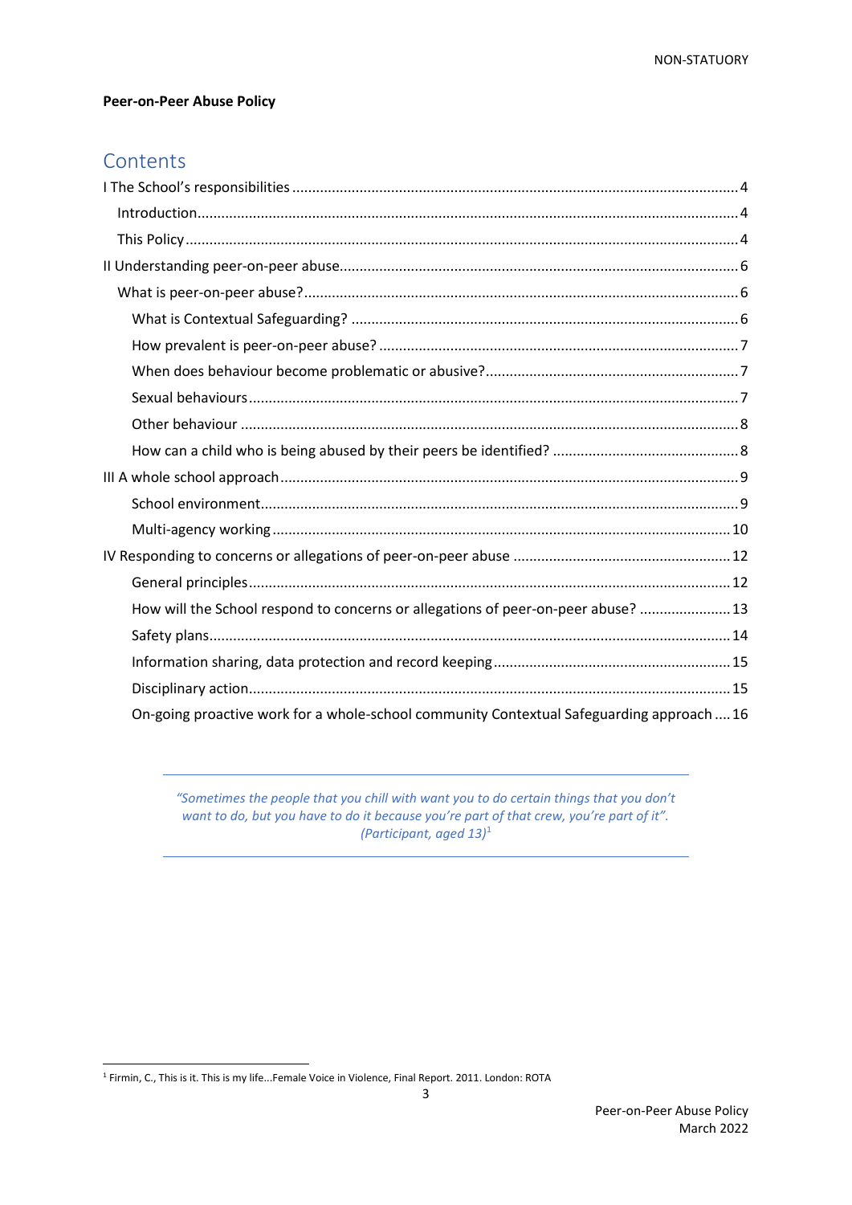**Peer-on-Peer Abuse Policy**

## Contents

I The School's responsibilities ........ 4

- Introduction ........ 4
- This Policy ........ 4

II Understanding peer-on-peer abuse ........ 6

- What is peer-on-peer abuse? ........ 6
  - What is Contextual Safeguarding? ........ 6
  - How prevalent is peer-on-peer abuse? ........ 7
  - When does behaviour become problematic or abusive? ........ 7
  - Sexual behaviours ........ 7
  - Other behaviour ........ 8
  - How can a child who is being abused by their peers be identified? ........ 8

III A whole school approach ........ 9

- School environment ........ 9
- Multi-agency working ........ 10

IV Responding to concerns or allegations of peer-on-peer abuse ........ 12

- General principles ........ 12
- How will the School respond to concerns or allegations of peer-on-peer abuse? ........ 13
- Safety plans ........ 14
- Information sharing, data protection and record keeping ........ 15
- Disciplinary action ........ 15
- On-going proactive work for a whole-school community Contextual Safeguarding approach ........ 16

---

*"Sometimes the people that you chill with want you to do certain things that you don't want to do, but you have to do it because you're part of that crew, you're part of it". (Participant, aged 13)*[1]

---

[1] Firmin, C., This is it. This is my life...Female Voice in Violence, Final Report. 2011. London: ROTA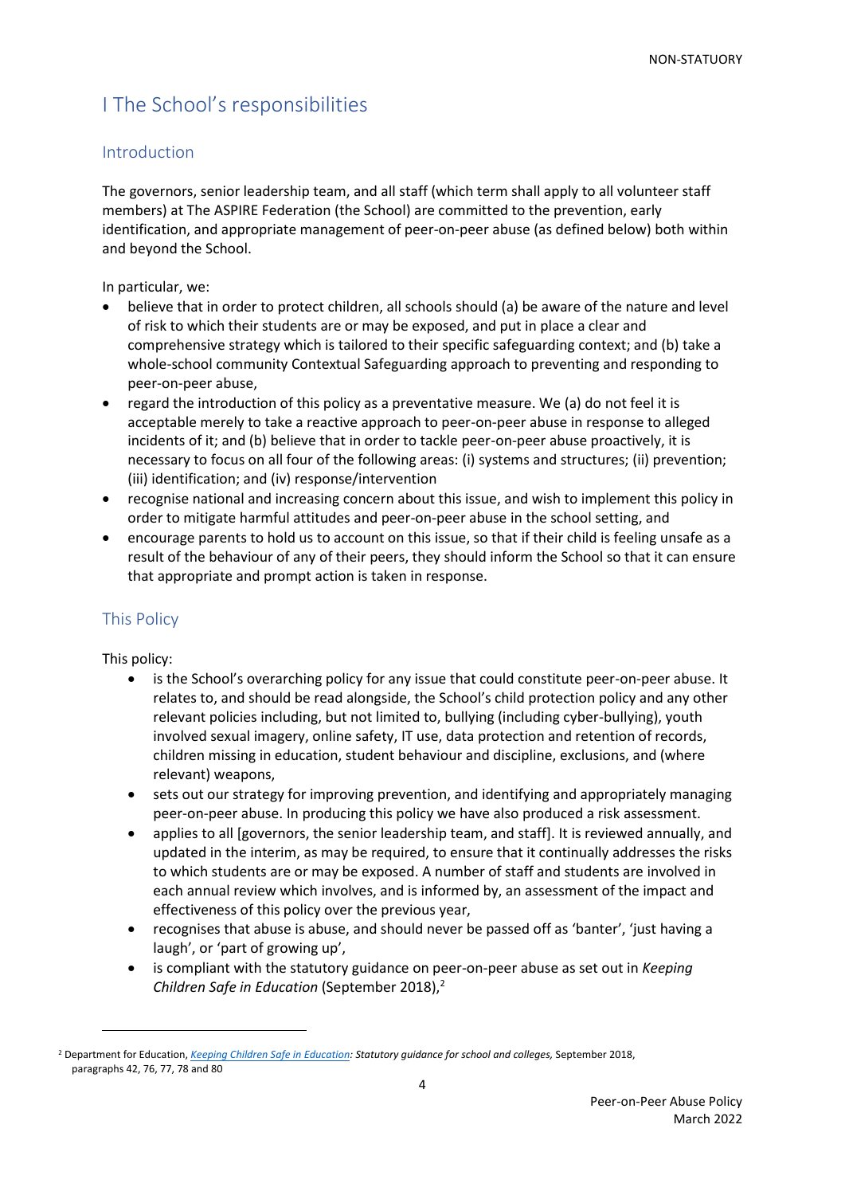# I The School's responsibilities

## Introduction

The governors, senior leadership team, and all staff (which term shall apply to all volunteer staff members) at The ASPIRE Federation (the School) are committed to the prevention, early identification, and appropriate management of peer-on-peer abuse (as defined below) both within and beyond the School.

In particular, we:

- believe that in order to protect children, all schools should (a) be aware of the nature and level of risk to which their students are or may be exposed, and put in place a clear and comprehensive strategy which is tailored to their specific safeguarding context; and (b) take a whole-school community Contextual Safeguarding approach to preventing and responding to peer-on-peer abuse,
- regard the introduction of this policy as a preventative measure. We (a) do not feel it is acceptable merely to take a reactive approach to peer-on-peer abuse in response to alleged incidents of it; and (b) believe that in order to tackle peer-on-peer abuse proactively, it is necessary to focus on all four of the following areas: (i) systems and structures; (ii) prevention; (iii) identification; and (iv) response/intervention
- recognise national and increasing concern about this issue, and wish to implement this policy in order to mitigate harmful attitudes and peer-on-peer abuse in the school setting, and
- encourage parents to hold us to account on this issue, so that if their child is feeling unsafe as a result of the behaviour of any of their peers, they should inform the School so that it can ensure that appropriate and prompt action is taken in response.

## This Policy

This policy:

- is the School's overarching policy for any issue that could constitute peer-on-peer abuse. It relates to, and should be read alongside, the School's child protection policy and any other relevant policies including, but not limited to, bullying (including cyber-bullying), youth involved sexual imagery, online safety, IT use, data protection and retention of records, children missing in education, student behaviour and discipline, exclusions, and (where relevant) weapons,
- sets out our strategy for improving prevention, and identifying and appropriately managing peer-on-peer abuse. In producing this policy we have also produced a risk assessment.
- applies to all [governors, the senior leadership team, and staff]. It is reviewed annually, and updated in the interim, as may be required, to ensure that it continually addresses the risks to which students are or may be exposed. A number of staff and students are involved in each annual review which involves, and is informed by, an assessment of the impact and effectiveness of this policy over the previous year,
- recognises that abuse is abuse, and should never be passed off as 'banter', 'just having a laugh', or 'part of growing up',
- is compliant with the statutory guidance on peer-on-peer abuse as set out in *Keeping Children Safe in Education* (September 2018),[2]

---

[2] Department for Education, *Keeping Children Safe in Education: Statutory guidance for school and colleges,* September 2018, paragraphs 42, 76, 77, 78 and 80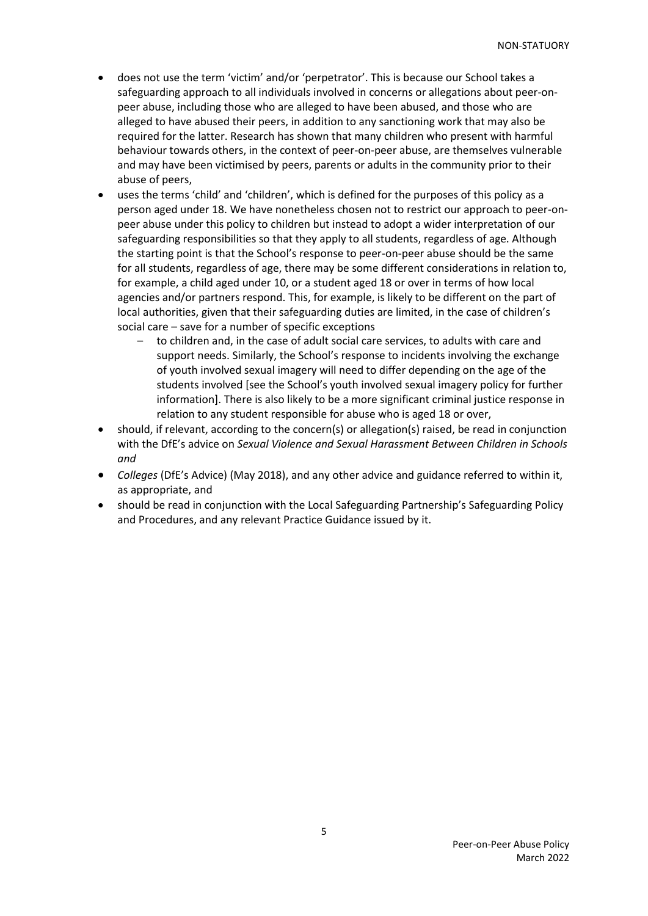- does not use the term 'victim' and/or 'perpetrator'. This is because our School takes a safeguarding approach to all individuals involved in concerns or allegations about peer-on-peer abuse, including those who are alleged to have been abused, and those who are alleged to have abused their peers, in addition to any sanctioning work that may also be required for the latter. Research has shown that many children who present with harmful behaviour towards others, in the context of peer-on-peer abuse, are themselves vulnerable and may have been victimised by peers, parents or adults in the community prior to their abuse of peers,
- uses the terms 'child' and 'children', which is defined for the purposes of this policy as a person aged under 18. We have nonetheless chosen not to restrict our approach to peer-on-peer abuse under this policy to children but instead to adopt a wider interpretation of our safeguarding responsibilities so that they apply to all students, regardless of age. Although the starting point is that the School's response to peer-on-peer abuse should be the same for all students, regardless of age, there may be some different considerations in relation to, for example, a child aged under 10, or a student aged 18 or over in terms of how local agencies and/or partners respond. This, for example, is likely to be different on the part of local authorities, given that their safeguarding duties are limited, in the case of children's social care – save for a number of specific exceptions
  - to children and, in the case of adult social care services, to adults with care and support needs. Similarly, the School's response to incidents involving the exchange of youth involved sexual imagery will need to differ depending on the age of the students involved [see the School's youth involved sexual imagery policy for further information]. There is also likely to be a more significant criminal justice response in relation to any student responsible for abuse who is aged 18 or over,
- should, if relevant, according to the concern(s) or allegation(s) raised, be read in conjunction with the DfE's advice on *Sexual Violence and Sexual Harassment Between Children in Schools and*
- *Colleges* (DfE's Advice) (May 2018), and any other advice and guidance referred to within it, as appropriate, and
- should be read in conjunction with the Local Safeguarding Partnership's Safeguarding Policy and Procedures, and any relevant Practice Guidance issued by it.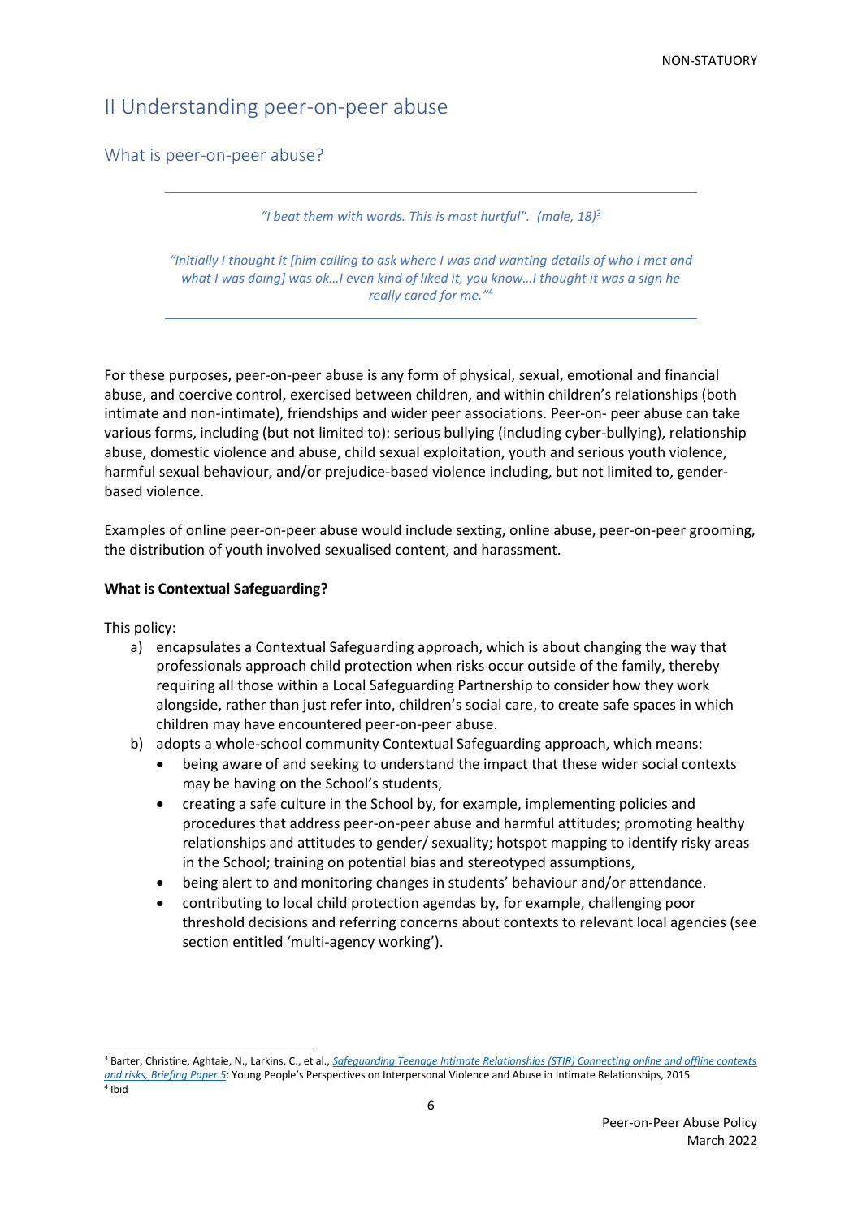## II Understanding peer-on-peer abuse

### What is peer-on-peer abuse?

---

*"I beat them with words. This is most hurtful". (male, 18)*[3]

*"Initially I thought it [him calling to ask where I was and wanting details of who I met and what I was doing] was ok…I even kind of liked it, you know…I thought it was a sign he really cared for me."*[4]

---

For these purposes, peer-on-peer abuse is any form of physical, sexual, emotional and financial abuse, and coercive control, exercised between children, and within children's relationships (both intimate and non-intimate), friendships and wider peer associations. Peer-on- peer abuse can take various forms, including (but not limited to): serious bullying (including cyber-bullying), relationship abuse, domestic violence and abuse, child sexual exploitation, youth and serious youth violence, harmful sexual behaviour, and/or prejudice-based violence including, but not limited to, gender-based violence.

Examples of online peer-on-peer abuse would include sexting, online abuse, peer-on-peer grooming, the distribution of youth involved sexualised content, and harassment.

**What is Contextual Safeguarding?**

This policy:

a) encapsulates a Contextual Safeguarding approach, which is about changing the way that professionals approach child protection when risks occur outside of the family, thereby requiring all those within a Local Safeguarding Partnership to consider how they work alongside, rather than just refer into, children's social care, to create safe spaces in which children may have encountered peer-on-peer abuse.
b) adopts a whole-school community Contextual Safeguarding approach, which means:
    - being aware of and seeking to understand the impact that these wider social contexts may be having on the School's students,
    - creating a safe culture in the School by, for example, implementing policies and procedures that address peer-on-peer abuse and harmful attitudes; promoting healthy relationships and attitudes to gender/ sexuality; hotspot mapping to identify risky areas in the School; training on potential bias and stereotyped assumptions,
    - being alert to and monitoring changes in students' behaviour and/or attendance.
    - contributing to local child protection agendas by, for example, challenging poor threshold decisions and referring concerns about contexts to relevant local agencies (see section entitled 'multi-agency working').

---

[3] Barter, Christine, Aghtaie, N., Larkins, C., et al., *Safeguarding Teenage Intimate Relationships (STIR) Connecting online and offline contexts and risks, Briefing Paper 5*: Young People's Perspectives on Interpersonal Violence and Abuse in Intimate Relationships, 2015

[4] Ibid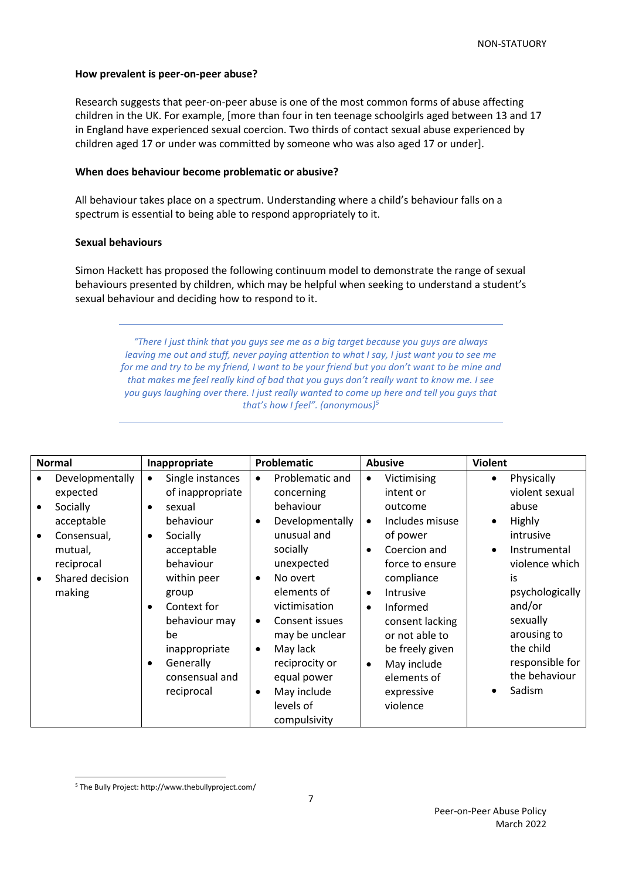**How prevalent is peer-on-peer abuse?**

Research suggests that peer-on-peer abuse is one of the most common forms of abuse affecting children in the UK. For example, [more than four in ten teenage schoolgirls aged between 13 and 17 in England have experienced sexual coercion. Two thirds of contact sexual abuse experienced by children aged 17 or under was committed by someone who was also aged 17 or under].

**When does behaviour become problematic or abusive?**

All behaviour takes place on a spectrum. Understanding where a child's behaviour falls on a spectrum is essential to being able to respond appropriately to it.

**Sexual behaviours**

Simon Hackett has proposed the following continuum model to demonstrate the range of sexual behaviours presented by children, which may be helpful when seeking to understand a student's sexual behaviour and deciding how to respond to it.

> *"There I just think that you guys see me as a big target because you guys are always leaving me out and stuff, never paying attention to what I say, I just want you to see me for me and try to be my friend, I want to be your friend but you don't want to be mine and that makes me feel really kind of bad that you guys don't really want to know me. I see you guys laughing over there. I just really wanted to come up here and tell you guys that that's how I feel". (anonymous)*[5]

| Normal | Inappropriate | Problematic | Abusive | Violent |
|---|---|---|---|---|
| • Developmentally expected<br>• Socially acceptable<br>• Consensual, mutual, reciprocal<br>• Shared decision making | • Single instances of inappropriate<br>• sexual behaviour<br>• Socially acceptable behaviour within peer group<br>• Context for behaviour may be inappropriate<br>• Generally consensual and reciprocal | • Problematic and concerning behaviour<br>• Developmentally unusual and socially unexpected<br>• No overt elements of victimisation<br>• Consent issues may be unclear<br>• May lack reciprocity or equal power<br>• May include levels of compulsivity | • Victimising intent or outcome<br>• Includes misuse of power<br>• Coercion and force to ensure compliance<br>• Intrusive<br>• Informed consent lacking or not able to be freely given<br>• May include elements of expressive violence | • Physically violent sexual abuse<br>• Highly intrusive<br>• Instrumental violence which is psychologically and/or sexually arousing to the child responsible for the behaviour<br>• Sadism |

[5] The Bully Project: http://www.thebullyproject.com/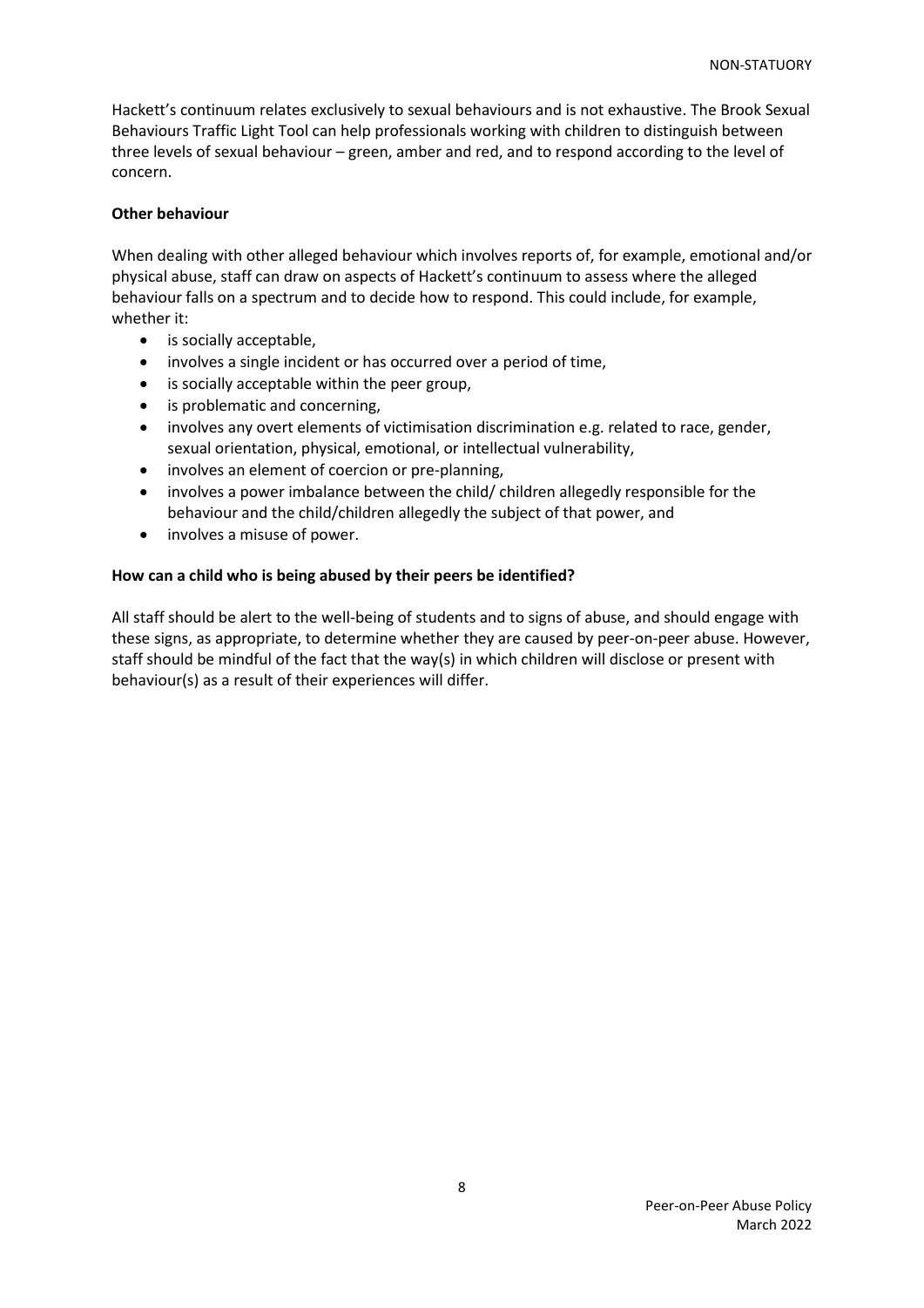Hackett's continuum relates exclusively to sexual behaviours and is not exhaustive. The Brook Sexual Behaviours Traffic Light Tool can help professionals working with children to distinguish between three levels of sexual behaviour – green, amber and red, and to respond according to the level of concern.

**Other behaviour**

When dealing with other alleged behaviour which involves reports of, for example, emotional and/or physical abuse, staff can draw on aspects of Hackett's continuum to assess where the alleged behaviour falls on a spectrum and to decide how to respond. This could include, for example, whether it:

- is socially acceptable,
- involves a single incident or has occurred over a period of time,
- is socially acceptable within the peer group,
- is problematic and concerning,
- involves any overt elements of victimisation discrimination e.g. related to race, gender, sexual orientation, physical, emotional, or intellectual vulnerability,
- involves an element of coercion or pre-planning,
- involves a power imbalance between the child/ children allegedly responsible for the behaviour and the child/children allegedly the subject of that power, and
- involves a misuse of power.

**How can a child who is being abused by their peers be identified?**

All staff should be alert to the well-being of students and to signs of abuse, and should engage with these signs, as appropriate, to determine whether they are caused by peer-on-peer abuse. However, staff should be mindful of the fact that the way(s) in which children will disclose or present with behaviour(s) as a result of their experiences will differ.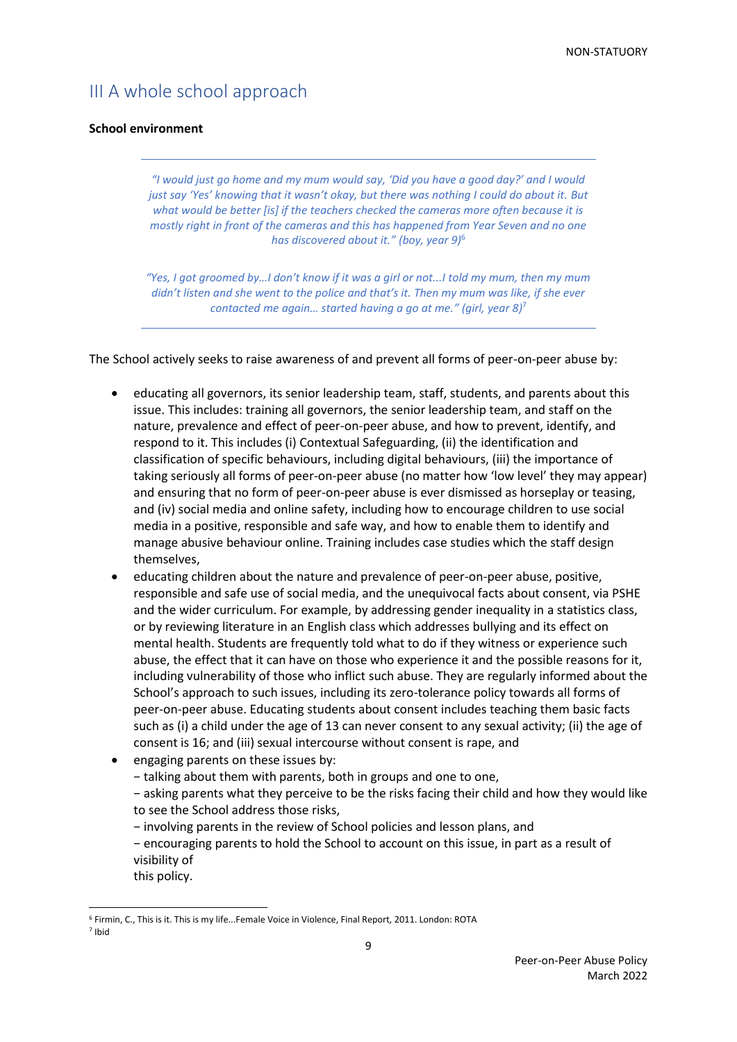## III A whole school approach

**School environment**

> *"I would just go home and my mum would say, 'Did you have a good day?' and I would just say 'Yes' knowing that it wasn't okay, but there was nothing I could do about it. But what would be better [is] if the teachers checked the cameras more often because it is mostly right in front of the cameras and this has happened from Year Seven and no one has discovered about it." (boy, year 9)*[6]

> *"Yes, I got groomed by…I don't know if it was a girl or not...I told my mum, then my mum didn't listen and she went to the police and that's it. Then my mum was like, if she ever contacted me again… started having a go at me." (girl, year 8)*[7]

The School actively seeks to raise awareness of and prevent all forms of peer-on-peer abuse by:

- educating all governors, its senior leadership team, staff, students, and parents about this issue. This includes: training all governors, the senior leadership team, and staff on the nature, prevalence and effect of peer-on-peer abuse, and how to prevent, identify, and respond to it. This includes (i) Contextual Safeguarding, (ii) the identification and classification of specific behaviours, including digital behaviours, (iii) the importance of taking seriously all forms of peer-on-peer abuse (no matter how 'low level' they may appear) and ensuring that no form of peer-on-peer abuse is ever dismissed as horseplay or teasing, and (iv) social media and online safety, including how to encourage children to use social media in a positive, responsible and safe way, and how to enable them to identify and manage abusive behaviour online. Training includes case studies which the staff design themselves,
- educating children about the nature and prevalence of peer-on-peer abuse, positive, responsible and safe use of social media, and the unequivocal facts about consent, via PSHE and the wider curriculum. For example, by addressing gender inequality in a statistics class, or by reviewing literature in an English class which addresses bullying and its effect on mental health. Students are frequently told what to do if they witness or experience such abuse, the effect that it can have on those who experience it and the possible reasons for it, including vulnerability of those who inflict such abuse. They are regularly informed about the School's approach to such issues, including its zero-tolerance policy towards all forms of peer-on-peer abuse. Educating students about consent includes teaching them basic facts such as (i) a child under the age of 13 can never consent to any sexual activity; (ii) the age of consent is 16; and (iii) sexual intercourse without consent is rape, and
- engaging parents on these issues by:
  - talking about them with parents, both in groups and one to one,
  - asking parents what they perceive to be the risks facing their child and how they would like to see the School address those risks,
  - involving parents in the review of School policies and lesson plans, and
  - encouraging parents to hold the School to account on this issue, in part as a result of visibility of this policy.

---

[6] Firmin, C., This is it. This is my life...Female Voice in Violence, Final Report, 2011. London: ROTA

[7] Ibid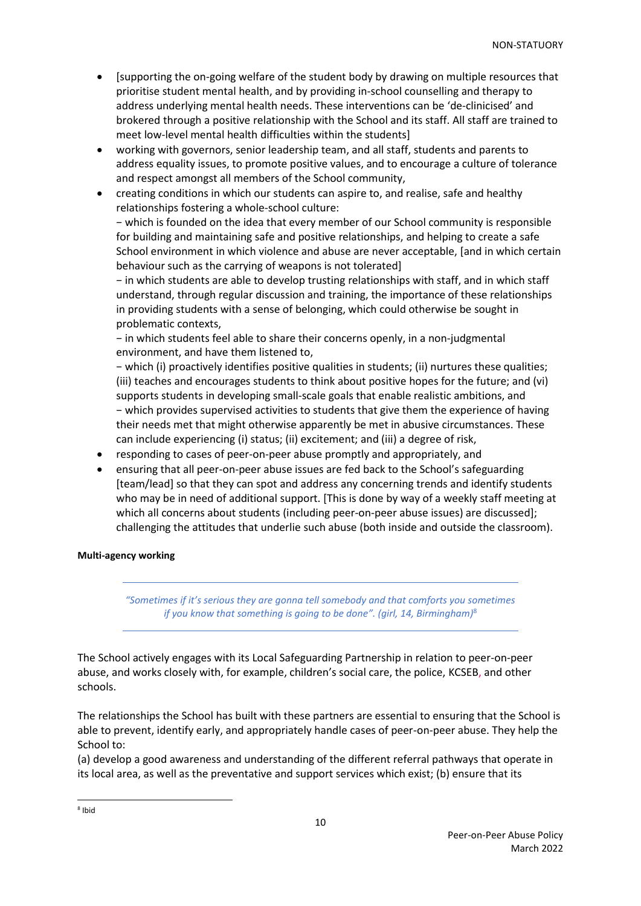- [supporting the on-going welfare of the student body by drawing on multiple resources that prioritise student mental health, and by providing in-school counselling and therapy to address underlying mental health needs. These interventions can be 'de-clinicised' and brokered through a positive relationship with the School and its staff. All staff are trained to meet low-level mental health difficulties within the students]
- working with governors, senior leadership team, and all staff, students and parents to address equality issues, to promote positive values, and to encourage a culture of tolerance and respect amongst all members of the School community,
- creating conditions in which our students can aspire to, and realise, safe and healthy relationships fostering a whole-school culture:
  − which is founded on the idea that every member of our School community is responsible for building and maintaining safe and positive relationships, and helping to create a safe School environment in which violence and abuse are never acceptable, [and in which certain behaviour such as the carrying of weapons is not tolerated]
  − in which students are able to develop trusting relationships with staff, and in which staff understand, through regular discussion and training, the importance of these relationships in providing students with a sense of belonging, which could otherwise be sought in problematic contexts,
  − in which students feel able to share their concerns openly, in a non-judgmental environment, and have them listened to,
  − which (i) proactively identifies positive qualities in students; (ii) nurtures these qualities; (iii) teaches and encourages students to think about positive hopes for the future; and (vi) supports students in developing small-scale goals that enable realistic ambitions, and
  − which provides supervised activities to students that give them the experience of having their needs met that might otherwise apparently be met in abusive circumstances. These can include experiencing (i) status; (ii) excitement; and (iii) a degree of risk,
- responding to cases of peer-on-peer abuse promptly and appropriately, and
- ensuring that all peer-on-peer abuse issues are fed back to the School's safeguarding [team/lead] so that they can spot and address any concerning trends and identify students who may be in need of additional support. [This is done by way of a weekly staff meeting at which all concerns about students (including peer-on-peer abuse issues) are discussed]; challenging the attitudes that underlie such abuse (both inside and outside the classroom).

**Multi-agency working**

---

*"Sometimes if it's serious they are gonna tell somebody and that comforts you sometimes if you know that something is going to be done". (girl, 14, Birmingham)*[8]

---

The School actively engages with its Local Safeguarding Partnership in relation to peer-on-peer abuse, and works closely with, for example, children's social care, the police, KCSEB, and other schools.

The relationships the School has built with these partners are essential to ensuring that the School is able to prevent, identify early, and appropriately handle cases of peer-on-peer abuse. They help the School to:
(a) develop a good awareness and understanding of the different referral pathways that operate in its local area, as well as the preventative and support services which exist; (b) ensure that its

[8] Ibid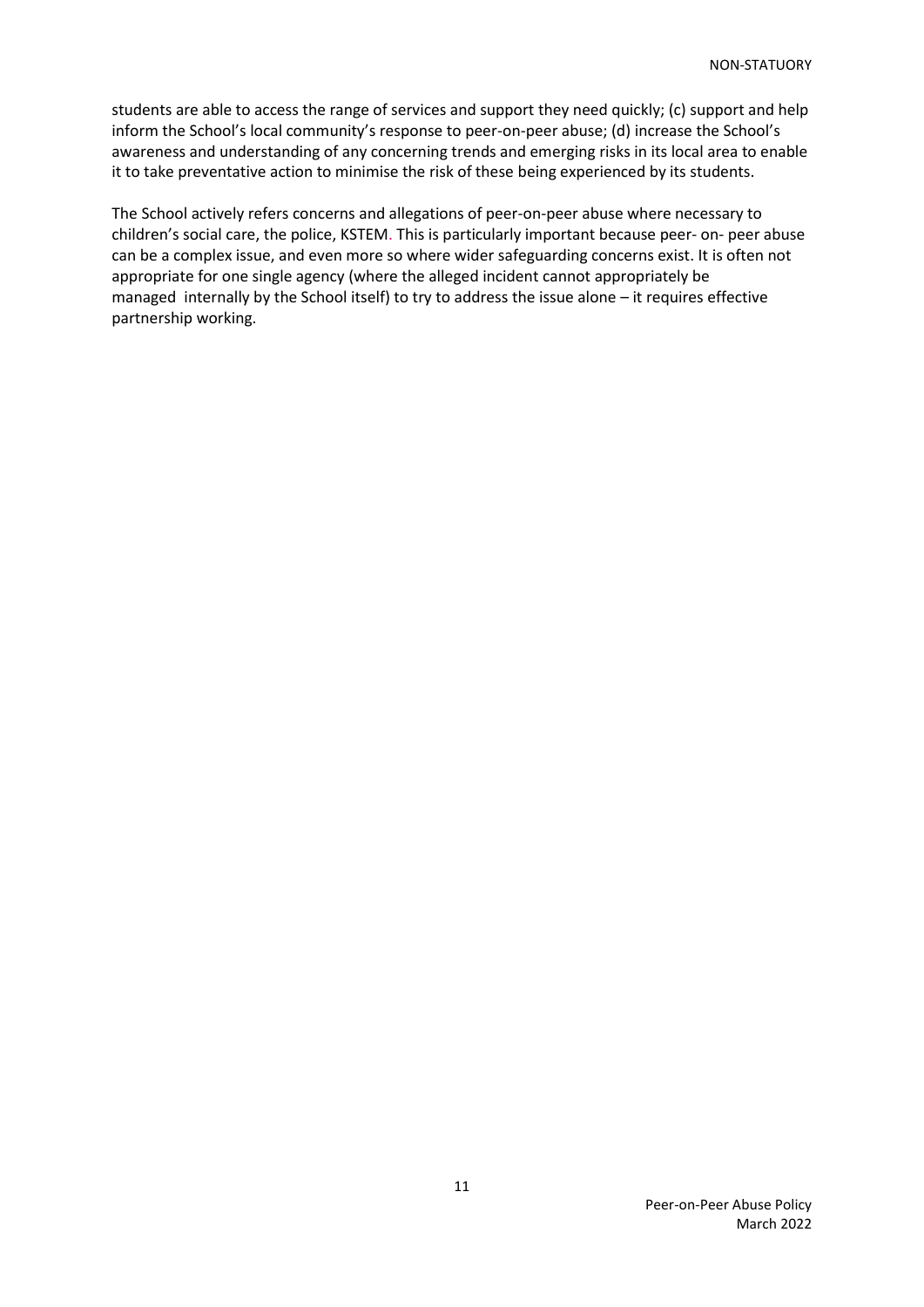students are able to access the range of services and support they need quickly; (c) support and help inform the School's local community's response to peer-on-peer abuse; (d) increase the School's awareness and understanding of any concerning trends and emerging risks in its local area to enable it to take preventative action to minimise the risk of these being experienced by its students.

The School actively refers concerns and allegations of peer-on-peer abuse where necessary to children's social care, the police, KSTEM. This is particularly important because peer- on- peer abuse can be a complex issue, and even more so where wider safeguarding concerns exist. It is often not appropriate for one single agency (where the alleged incident cannot appropriately be managed internally by the School itself) to try to address the issue alone – it requires effective partnership working.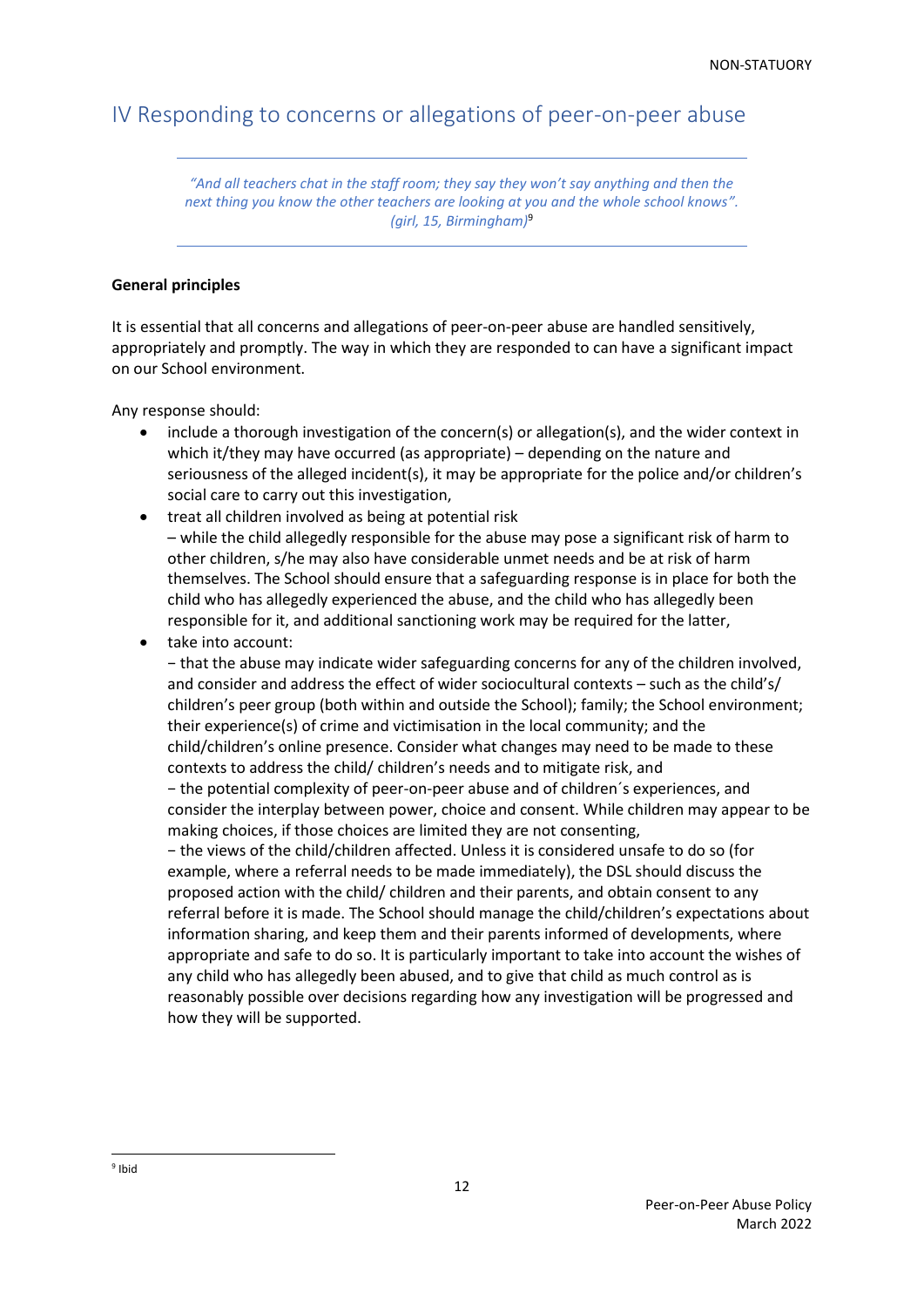# IV Responding to concerns or allegations of peer-on-peer abuse

> *"And all teachers chat in the staff room; they say they won't say anything and then the next thing you know the other teachers are looking at you and the whole school knows". (girl, 15, Birmingham)*[9]

**General principles**

It is essential that all concerns and allegations of peer-on-peer abuse are handled sensitively, appropriately and promptly. The way in which they are responded to can have a significant impact on our School environment.

Any response should:

- include a thorough investigation of the concern(s) or allegation(s), and the wider context in which it/they may have occurred (as appropriate) – depending on the nature and seriousness of the alleged incident(s), it may be appropriate for the police and/or children's social care to carry out this investigation,
- treat all children involved as being at potential risk – while the child allegedly responsible for the abuse may pose a significant risk of harm to other children, s/he may also have considerable unmet needs and be at risk of harm themselves. The School should ensure that a safeguarding response is in place for both the child who has allegedly experienced the abuse, and the child who has allegedly been responsible for it, and additional sanctioning work may be required for the latter,
- take into account:
  − that the abuse may indicate wider safeguarding concerns for any of the children involved, and consider and address the effect of wider sociocultural contexts – such as the child's/ children's peer group (both within and outside the School); family; the School environment; their experience(s) of crime and victimisation in the local community; and the child/children's online presence. Consider what changes may need to be made to these contexts to address the child/ children's needs and to mitigate risk, and
  − the potential complexity of peer-on-peer abuse and of children´s experiences, and consider the interplay between power, choice and consent. While children may appear to be making choices, if those choices are limited they are not consenting,
  − the views of the child/children affected. Unless it is considered unsafe to do so (for example, where a referral needs to be made immediately), the DSL should discuss the proposed action with the child/ children and their parents, and obtain consent to any referral before it is made. The School should manage the child/children's expectations about information sharing, and keep them and their parents informed of developments, where appropriate and safe to do so. It is particularly important to take into account the wishes of any child who has allegedly been abused, and to give that child as much control as is reasonably possible over decisions regarding how any investigation will be progressed and how they will be supported.

[9] Ibid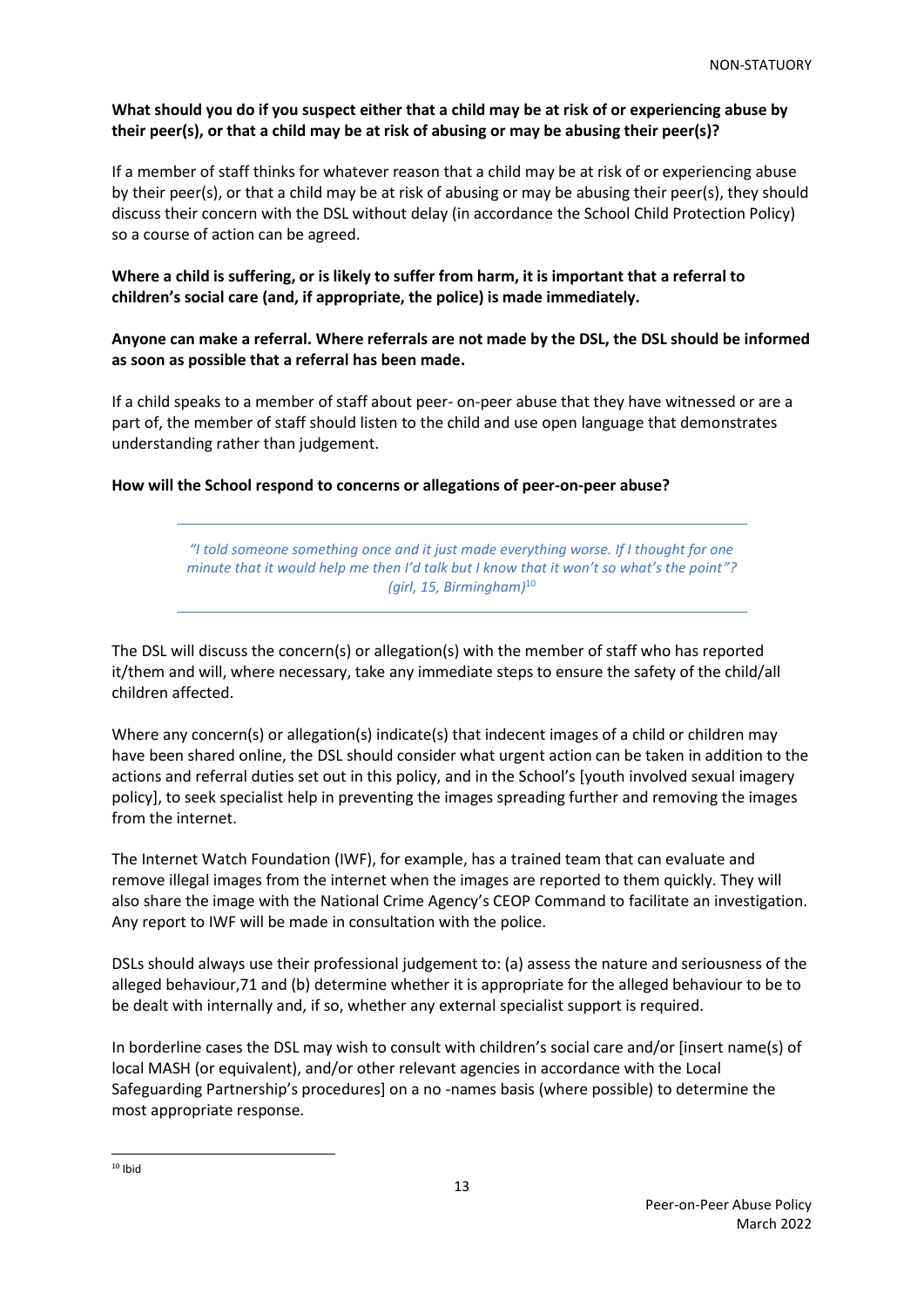**What should you do if you suspect either that a child may be at risk of or experiencing abuse by their peer(s), or that a child may be at risk of abusing or may be abusing their peer(s)?**

If a member of staff thinks for whatever reason that a child may be at risk of or experiencing abuse by their peer(s), or that a child may be at risk of abusing or may be abusing their peer(s), they should discuss their concern with the DSL without delay (in accordance the School Child Protection Policy) so a course of action can be agreed.

**Where a child is suffering, or is likely to suffer from harm, it is important that a referral to children's social care (and, if appropriate, the police) is made immediately.**

**Anyone can make a referral. Where referrals are not made by the DSL, the DSL should be informed as soon as possible that a referral has been made.**

If a child speaks to a member of staff about peer- on-peer abuse that they have witnessed or are a part of, the member of staff should listen to the child and use open language that demonstrates understanding rather than judgement.

**How will the School respond to concerns or allegations of peer-on-peer abuse?**

---

> *"I told someone something once and it just made everything worse. If I thought for one minute that it would help me then I'd talk but I know that it won't so what's the point"? (girl, 15, Birmingham)*[10]

---

The DSL will discuss the concern(s) or allegation(s) with the member of staff who has reported it/them and will, where necessary, take any immediate steps to ensure the safety of the child/all children affected.

Where any concern(s) or allegation(s) indicate(s) that indecent images of a child or children may have been shared online, the DSL should consider what urgent action can be taken in addition to the actions and referral duties set out in this policy, and in the School's [youth involved sexual imagery policy], to seek specialist help in preventing the images spreading further and removing the images from the internet.

The Internet Watch Foundation (IWF), for example, has a trained team that can evaluate and remove illegal images from the internet when the images are reported to them quickly. They will also share the image with the National Crime Agency's CEOP Command to facilitate an investigation. Any report to IWF will be made in consultation with the police.

DSLs should always use their professional judgement to: (a) assess the nature and seriousness of the alleged behaviour,71 and (b) determine whether it is appropriate for the alleged behaviour to be to be dealt with internally and, if so, whether any external specialist support is required.

In borderline cases the DSL may wish to consult with children's social care and/or [insert name(s) of local MASH (or equivalent), and/or other relevant agencies in accordance with the Local Safeguarding Partnership's procedures] on a no -names basis (where possible) to determine the most appropriate response.

---

[10] Ibid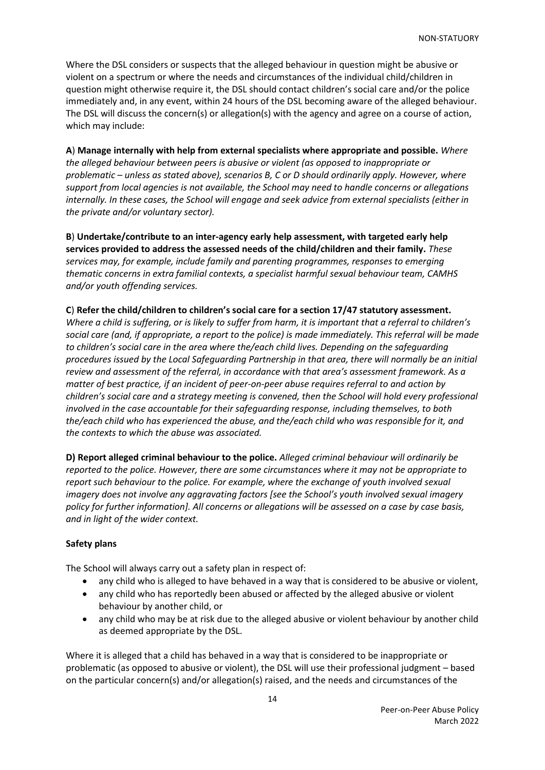Where the DSL considers or suspects that the alleged behaviour in question might be abusive or violent on a spectrum or where the needs and circumstances of the individual child/children in question might otherwise require it, the DSL should contact children's social care and/or the police immediately and, in any event, within 24 hours of the DSL becoming aware of the alleged behaviour. The DSL will discuss the concern(s) or allegation(s) with the agency and agree on a course of action, which may include:

**A**) **Manage internally with help from external specialists where appropriate and possible.** *Where the alleged behaviour between peers is abusive or violent (as opposed to inappropriate or problematic – unless as stated above), scenarios B, C or D should ordinarily apply. However, where support from local agencies is not available, the School may need to handle concerns or allegations internally. In these cases, the School will engage and seek advice from external specialists (either in the private and/or voluntary sector).*

**B**) **Undertake/contribute to an inter-agency early help assessment, with targeted early help services provided to address the assessed needs of the child/children and their family.** *These services may, for example, include family and parenting programmes, responses to emerging thematic concerns in extra familial contexts, a specialist harmful sexual behaviour team, CAMHS and/or youth offending services.*

**C**) **Refer the child/children to children's social care for a section 17/47 statutory assessment.** *Where a child is suffering, or is likely to suffer from harm, it is important that a referral to children's social care (and, if appropriate, a report to the police) is made immediately. This referral will be made to children's social care in the area where the/each child lives. Depending on the safeguarding procedures issued by the Local Safeguarding Partnership in that area, there will normally be an initial review and assessment of the referral, in accordance with that area's assessment framework. As a matter of best practice, if an incident of peer-on-peer abuse requires referral to and action by children's social care and a strategy meeting is convened, then the School will hold every professional involved in the case accountable for their safeguarding response, including themselves, to both the/each child who has experienced the abuse, and the/each child who was responsible for it, and the contexts to which the abuse was associated.*

**D) Report alleged criminal behaviour to the police.** *Alleged criminal behaviour will ordinarily be reported to the police. However, there are some circumstances where it may not be appropriate to report such behaviour to the police. For example, where the exchange of youth involved sexual imagery does not involve any aggravating factors [see the School's youth involved sexual imagery policy for further information]. All concerns or allegations will be assessed on a case by case basis, and in light of the wider context.*

**Safety plans**

The School will always carry out a safety plan in respect of:

- any child who is alleged to have behaved in a way that is considered to be abusive or violent,
- any child who has reportedly been abused or affected by the alleged abusive or violent behaviour by another child, or
- any child who may be at risk due to the alleged abusive or violent behaviour by another child as deemed appropriate by the DSL.

Where it is alleged that a child has behaved in a way that is considered to be inappropriate or problematic (as opposed to abusive or violent), the DSL will use their professional judgment – based on the particular concern(s) and/or allegation(s) raised, and the needs and circumstances of the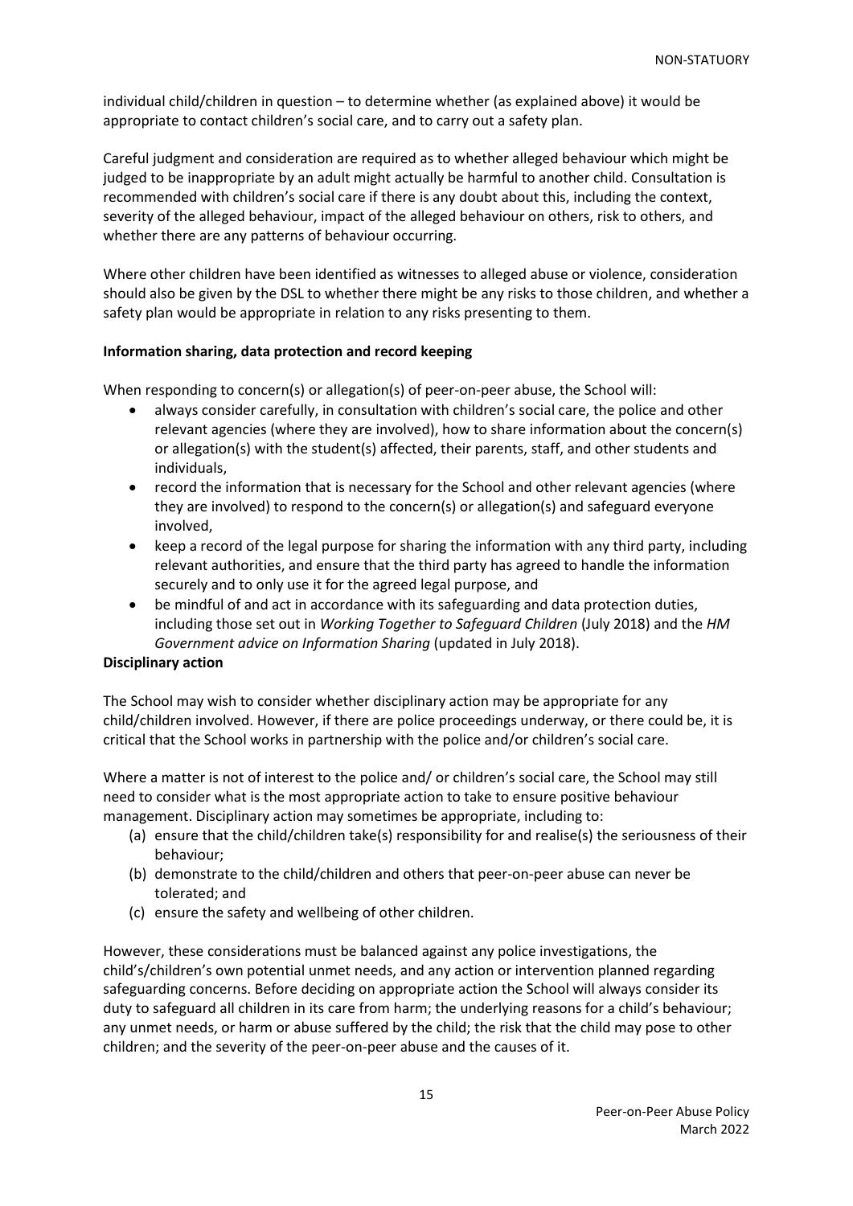individual child/children in question – to determine whether (as explained above) it would be appropriate to contact children's social care, and to carry out a safety plan.

Careful judgment and consideration are required as to whether alleged behaviour which might be judged to be inappropriate by an adult might actually be harmful to another child. Consultation is recommended with children's social care if there is any doubt about this, including the context, severity of the alleged behaviour, impact of the alleged behaviour on others, risk to others, and whether there are any patterns of behaviour occurring.

Where other children have been identified as witnesses to alleged abuse or violence, consideration should also be given by the DSL to whether there might be any risks to those children, and whether a safety plan would be appropriate in relation to any risks presenting to them.

**Information sharing, data protection and record keeping**

When responding to concern(s) or allegation(s) of peer-on-peer abuse, the School will:

- always consider carefully, in consultation with children's social care, the police and other relevant agencies (where they are involved), how to share information about the concern(s) or allegation(s) with the student(s) affected, their parents, staff, and other students and individuals,
- record the information that is necessary for the School and other relevant agencies (where they are involved) to respond to the concern(s) or allegation(s) and safeguard everyone involved,
- keep a record of the legal purpose for sharing the information with any third party, including relevant authorities, and ensure that the third party has agreed to handle the information securely and to only use it for the agreed legal purpose, and
- be mindful of and act in accordance with its safeguarding and data protection duties, including those set out in *Working Together to Safeguard Children* (July 2018) and the *HM Government advice on Information Sharing* (updated in July 2018).

**Disciplinary action**

The School may wish to consider whether disciplinary action may be appropriate for any child/children involved. However, if there are police proceedings underway, or there could be, it is critical that the School works in partnership with the police and/or children's social care.

Where a matter is not of interest to the police and/ or children's social care, the School may still need to consider what is the most appropriate action to take to ensure positive behaviour management. Disciplinary action may sometimes be appropriate, including to:

(a) ensure that the child/children take(s) responsibility for and realise(s) the seriousness of their behaviour;
(b) demonstrate to the child/children and others that peer-on-peer abuse can never be tolerated; and
(c) ensure the safety and wellbeing of other children.

However, these considerations must be balanced against any police investigations, the child's/children's own potential unmet needs, and any action or intervention planned regarding safeguarding concerns. Before deciding on appropriate action the School will always consider its duty to safeguard all children in its care from harm; the underlying reasons for a child's behaviour; any unmet needs, or harm or abuse suffered by the child; the risk that the child may pose to other children; and the severity of the peer-on-peer abuse and the causes of it.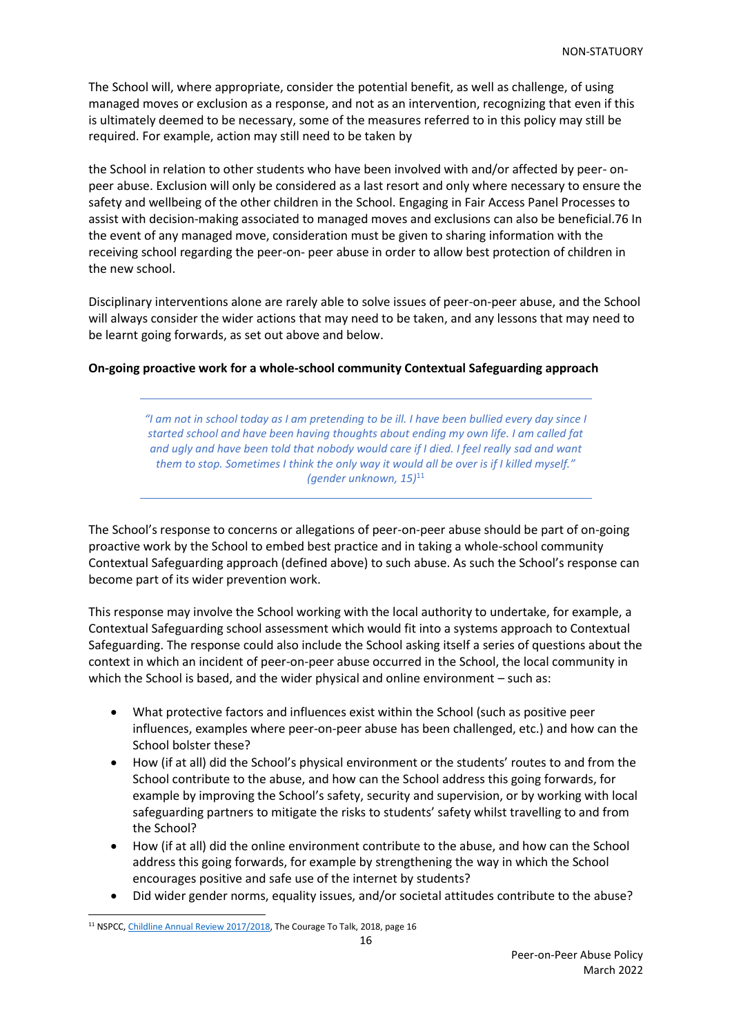The School will, where appropriate, consider the potential benefit, as well as challenge, of using managed moves or exclusion as a response, and not as an intervention, recognizing that even if this is ultimately deemed to be necessary, some of the measures referred to in this policy may still be required. For example, action may still need to be taken by

the School in relation to other students who have been involved with and/or affected by peer- on-peer abuse. Exclusion will only be considered as a last resort and only where necessary to ensure the safety and wellbeing of the other children in the School. Engaging in Fair Access Panel Processes to assist with decision-making associated to managed moves and exclusions can also be beneficial.76 In the event of any managed move, consideration must be given to sharing information with the receiving school regarding the peer-on- peer abuse in order to allow best protection of children in the new school.

Disciplinary interventions alone are rarely able to solve issues of peer-on-peer abuse, and the School will always consider the wider actions that may need to be taken, and any lessons that may need to be learnt going forwards, as set out above and below.

**On-going proactive work for a whole-school community Contextual Safeguarding approach**

---

> *"I am not in school today as I am pretending to be ill. I have been bullied every day since I started school and have been having thoughts about ending my own life. I am called fat and ugly and have been told that nobody would care if I died. I feel really sad and want them to stop. Sometimes I think the only way it would all be over is if I killed myself." (gender unknown, 15)*[11]

---

The School's response to concerns or allegations of peer-on-peer abuse should be part of on-going proactive work by the School to embed best practice and in taking a whole-school community Contextual Safeguarding approach (defined above) to such abuse. As such the School's response can become part of its wider prevention work.

This response may involve the School working with the local authority to undertake, for example, a Contextual Safeguarding school assessment which would fit into a systems approach to Contextual Safeguarding. The response could also include the School asking itself a series of questions about the context in which an incident of peer-on-peer abuse occurred in the School, the local community in which the School is based, and the wider physical and online environment – such as:

- What protective factors and influences exist within the School (such as positive peer influences, examples where peer-on-peer abuse has been challenged, etc.) and how can the School bolster these?
- How (if at all) did the School's physical environment or the students' routes to and from the School contribute to the abuse, and how can the School address this going forwards, for example by improving the School's safety, security and supervision, or by working with local safeguarding partners to mitigate the risks to students' safety whilst travelling to and from the School?
- How (if at all) did the online environment contribute to the abuse, and how can the School address this going forwards, for example by strengthening the way in which the School encourages positive and safe use of the internet by students?
- Did wider gender norms, equality issues, and/or societal attitudes contribute to the abuse?

[11] NSPCC, Childline Annual Review 2017/2018, The Courage To Talk, 2018, page 16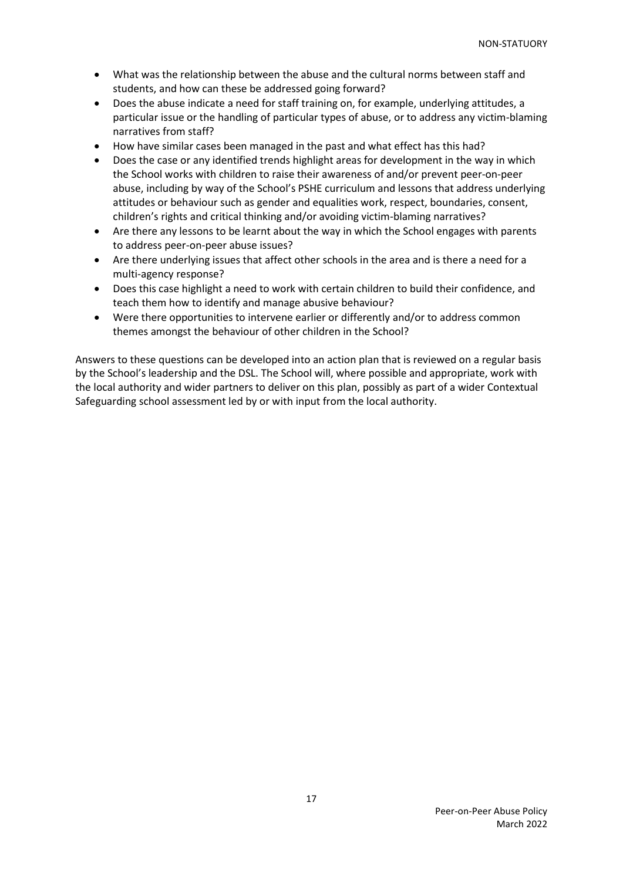- What was the relationship between the abuse and the cultural norms between staff and students, and how can these be addressed going forward?
- Does the abuse indicate a need for staff training on, for example, underlying attitudes, a particular issue or the handling of particular types of abuse, or to address any victim-blaming narratives from staff?
- How have similar cases been managed in the past and what effect has this had?
- Does the case or any identified trends highlight areas for development in the way in which the School works with children to raise their awareness of and/or prevent peer-on-peer abuse, including by way of the School's PSHE curriculum and lessons that address underlying attitudes or behaviour such as gender and equalities work, respect, boundaries, consent, children's rights and critical thinking and/or avoiding victim-blaming narratives?
- Are there any lessons to be learnt about the way in which the School engages with parents to address peer-on-peer abuse issues?
- Are there underlying issues that affect other schools in the area and is there a need for a multi-agency response?
- Does this case highlight a need to work with certain children to build their confidence, and teach them how to identify and manage abusive behaviour?
- Were there opportunities to intervene earlier or differently and/or to address common themes amongst the behaviour of other children in the School?

Answers to these questions can be developed into an action plan that is reviewed on a regular basis by the School's leadership and the DSL. The School will, where possible and appropriate, work with the local authority and wider partners to deliver on this plan, possibly as part of a wider Contextual Safeguarding school assessment led by or with input from the local authority.